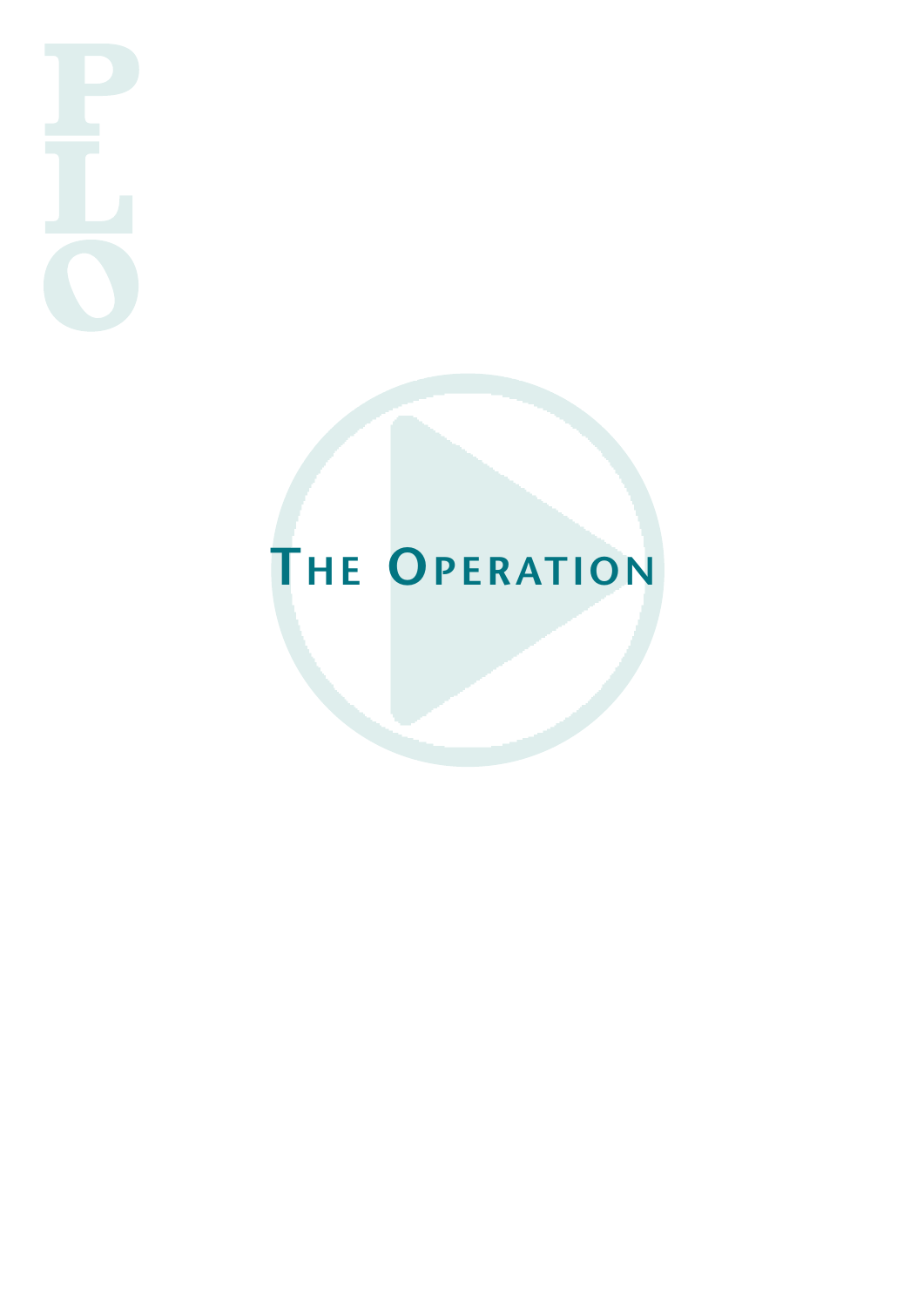# The Operation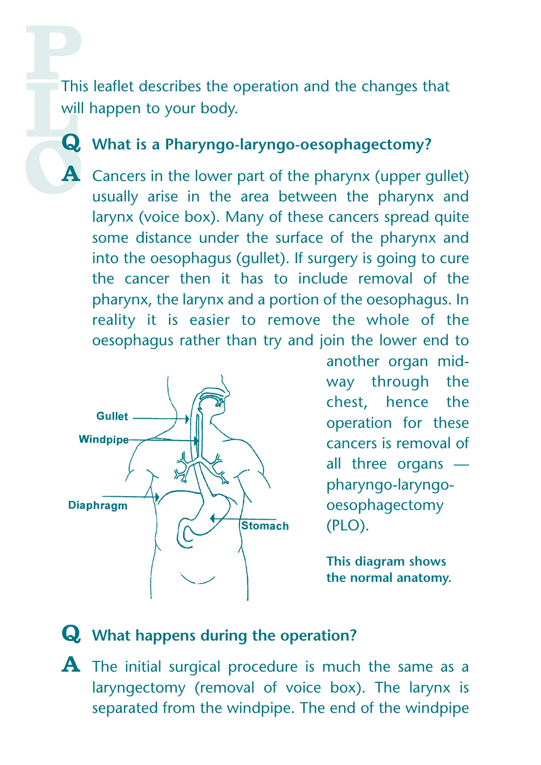This leaflet describes the operation and the changes that will happen to your body.

## Q What is a Pharyngo-laryngo-oesophagectomy?

**A** Cancers in the lower part of the pharynx (upper gullet) usually arise in the area between the pharynx and larynx (voice box). Many of these cancers spread quite some distance under the surface of the pharynx and into the oesophagus (gullet). If surgery is going to cure the cancer then it has to include removal of the pharynx, the larynx and a portion of the oesophagus. In reality it is easier to remove the whole of the oesophagus rather than try and join the lower end to another organ mid-way through the chest, hence the operation for these cancers is removal of all three organs — pharyngo-laryngo-oesophagectomy (PLO).

**This diagram shows the normal anatomy.**

## Q What happens during the operation?

**A** The initial surgical procedure is much the same as a laryngectomy (removal of voice box). The larynx is separated from the windpipe. The end of the windpipe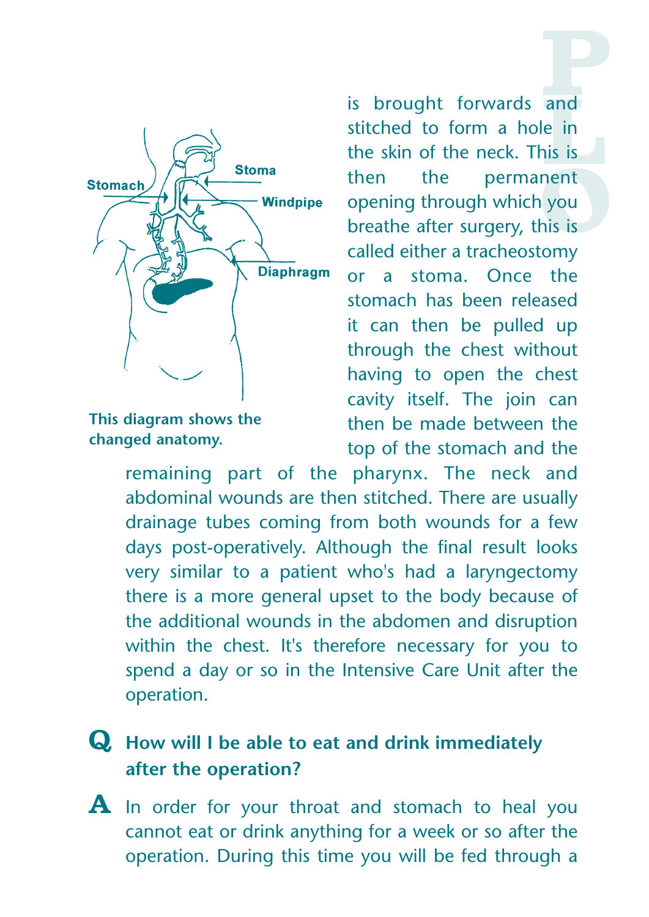is brought forwards and stitched to form a hole in the skin of the neck. This is then the permanent opening through which you breathe after surgery, this is called either a tracheostomy or a stoma. Once the stomach has been released it can then be pulled up through the chest without having to open the chest cavity itself. The join can then be made between the top of the stomach and the remaining part of the pharynx. The neck and abdominal wounds are then stitched. There are usually drainage tubes coming from both wounds for a few days post-operatively. Although the final result looks very similar to a patient who's had a laryngectomy there is a more general upset to the body because of the additional wounds in the abdomen and disruption within the chest. It's therefore necessary for you to spend a day or so in the Intensive Care Unit after the operation.

**This diagram shows the changed anatomy.**

**Q How will I be able to eat and drink immediately after the operation?**

**A** In order for your throat and stomach to heal you cannot eat or drink anything for a week or so after the operation. During this time you will be fed through a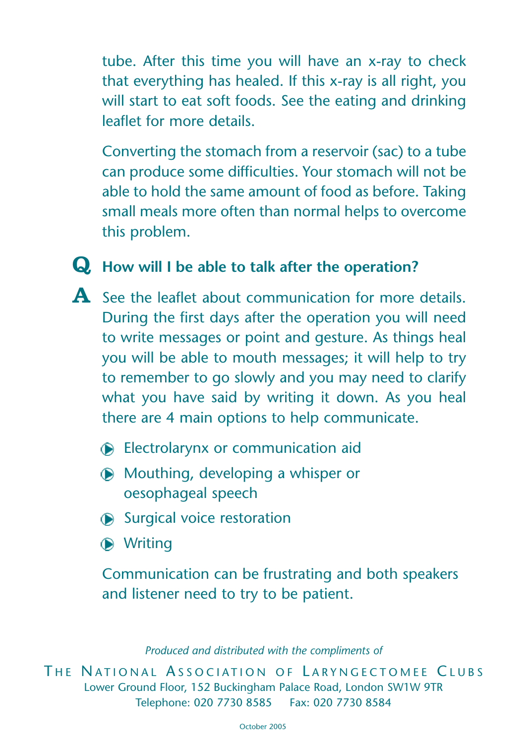tube. After this time you will have an x-ray to check that everything has healed. If this x-ray is all right, you will start to eat soft foods. See the eating and drinking leaflet for more details.

Converting the stomach from a reservoir (sac) to a tube can produce some difficulties. Your stomach will not be able to hold the same amount of food as before. Taking small meals more often than normal helps to overcome this problem.

**Q How will I be able to talk after the operation?**

**A** See the leaflet about communication for more details. During the first days after the operation you will need to write messages or point and gesture. As things heal you will be able to mouth messages; it will help to try to remember to go slowly and you may need to clarify what you have said by writing it down. As you heal there are 4 main options to help communicate.

- Electrolarynx or communication aid
- Mouthing, developing a whisper or oesophageal speech
- Surgical voice restoration
- Writing

Communication can be frustrating and both speakers and listener need to try to be patient.

*Produced and distributed with the compliments of*

THE NATIONAL ASSOCIATION OF LARYNGECTOMEE CLUBS
Lower Ground Floor, 152 Buckingham Palace Road, London SW1W 9TR
Telephone: 020 7730 8585 Fax: 020 7730 8584

October 2005